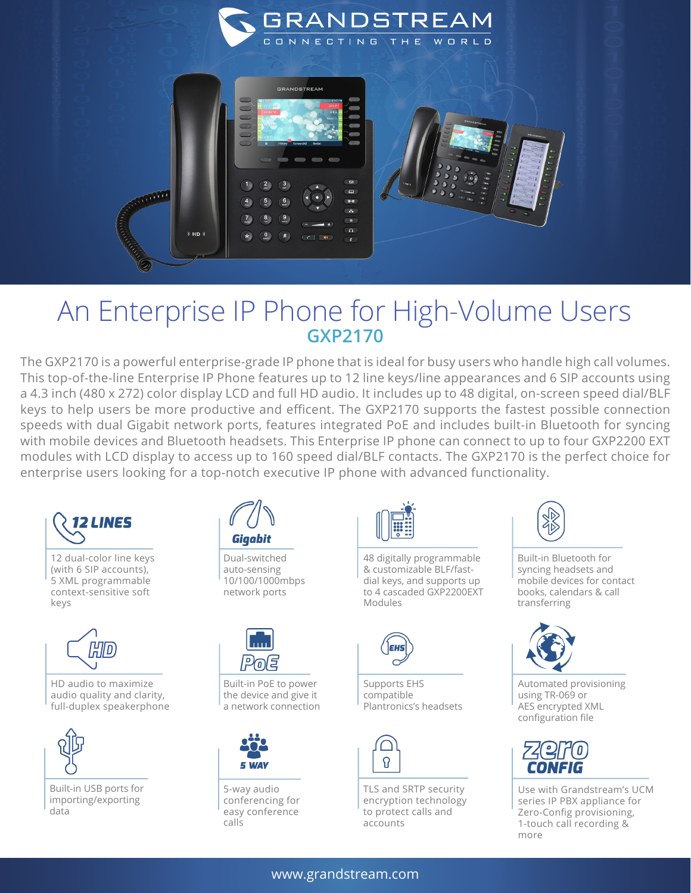# GRANDSTREAM

CONNECTING THE WORLD

# An Enterprise IP Phone for High-Volume Users

## GXP2170

The GXP2170 is a powerful enterprise-grade IP phone that is ideal for busy users who handle high call volumes. This top-of-the-line Enterprise IP Phone features up to 12 line keys/line appearances and 6 SIP accounts using a 4.3 inch (480 x 272) color display LCD and full HD audio. It includes up to 48 digital, on-screen speed dial/BLF keys to help users be more productive and efficent. The GXP2170 supports the fastest possible connection speeds with dual Gigabit network ports, features integrated PoE and includes built-in Bluetooth for syncing with mobile devices and Bluetooth headsets. This Enterprise IP phone can connect to up to four GXP2200 EXT modules with LCD display to access up to 160 speed dial/BLF contacts. The GXP2170 is the perfect choice for enterprise users looking for a top-notch executive IP phone with advanced functionality.

**12 LINES**

12 dual-color line keys (with 6 SIP accounts), 5 XML programmable context-sensitive soft keys

**Gigabit**

Dual-switched auto-sensing 10/100/1000mbps network ports

48 digitally programmable & customizable BLF/fast-dial keys, and supports up to 4 cascaded GXP2200EXT Modules

Built-in Bluetooth for syncing headsets and mobile devices for contact books, calendars & call transferring

**HD**

HD audio to maximize audio quality and clarity, full-duplex speakerphone

**PoE**

Built-in PoE to power the device and give it a network connection

**EHS**

Supports EHS compatible Plantronics's headsets

Automated provisioning using TR-069 or AES encrypted XML configuration file

Built-in USB ports for importing/exporting data

**5 WAY**

5-way audio conferencing for easy conference calls

TLS and SRTP security encryption technology to protect calls and accounts

**zero CONFIG**

Use with Grandstream's UCM series IP PBX appliance for Zero-Config provisioning, 1-touch call recording & more

www.grandstream.com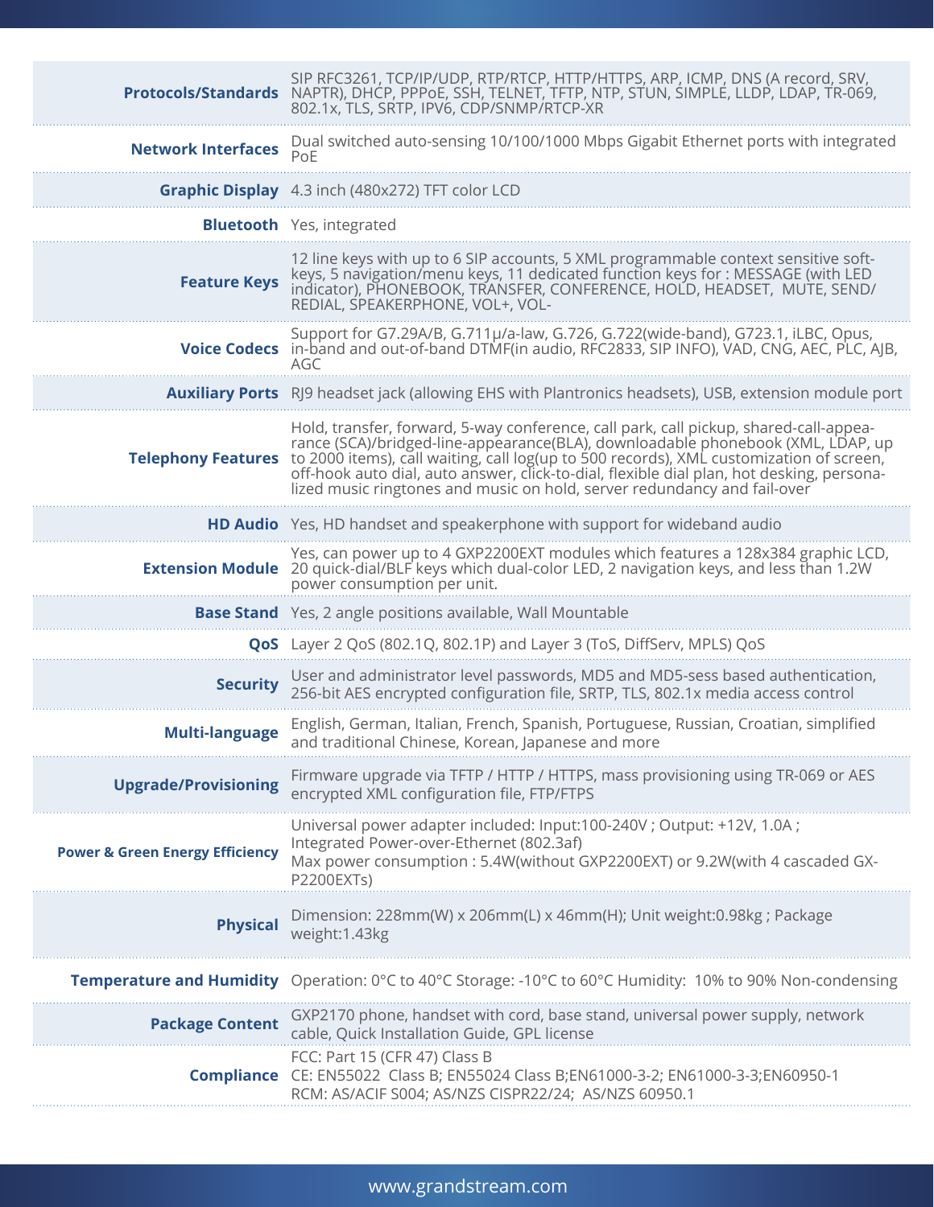| | |
|---|---|
| **Protocols/Standards** | SIP RFC3261, TCP/IP/UDP, RTP/RTCP, HTTP/HTTPS, ARP, ICMP, DNS (A record, SRV, NAPTR), DHCP, PPPoE, SSH, TELNET, TFTP, NTP, STUN, SIMPLE, LLDP, LDAP, TR-069, 802.1x, TLS, SRTP, IPV6, CDP/SNMP/RTCP-XR |
| **Network Interfaces** | Dual switched auto-sensing 10/100/1000 Mbps Gigabit Ethernet ports with integrated PoE |
| **Graphic Display** | 4.3 inch (480x272) TFT color LCD |
| **Bluetooth** | Yes, integrated |
| **Feature Keys** | 12 line keys with up to 6 SIP accounts, 5 XML programmable context sensitive soft-keys, 5 navigation/menu keys, 11 dedicated function keys for : MESSAGE (with LED indicator), PHONEBOOK, TRANSFER, CONFERENCE, HOLD, HEADSET, MUTE, SEND/REDIAL, SPEAKERPHONE, VOL+, VOL- |
| **Voice Codecs** | Support for G7.29A/B, G.711µ/a-law, G.726, G.722(wide-band), G723.1, iLBC, Opus, in-band and out-of-band DTMF(in audio, RFC2833, SIP INFO), VAD, CNG, AEC, PLC, AJB, AGC |
| **Auxiliary Ports** | RJ9 headset jack (allowing EHS with Plantronics headsets), USB, extension module port |
| **Telephony Features** | Hold, transfer, forward, 5-way conference, call park, call pickup, shared-call-appearance (SCA)/bridged-line-appearance(BLA), downloadable phonebook (XML, LDAP, up to 2000 items), call waiting, call log(up to 500 records), XML customization of screen, off-hook auto dial, auto answer, click-to-dial, flexible dial plan, hot desking, personalized music ringtones and music on hold, server redundancy and fail-over |
| **HD Audio** | Yes, HD handset and speakerphone with support for wideband audio |
| **Extension Module** | Yes, can power up to 4 GXP2200EXT modules which features a 128x384 graphic LCD, 20 quick-dial/BLF keys which dual-color LED, 2 navigation keys, and less than 1.2W power consumption per unit. |
| **Base Stand** | Yes, 2 angle positions available, Wall Mountable |
| **QoS** | Layer 2 QoS (802.1Q, 802.1P) and Layer 3 (ToS, DiffServ, MPLS) QoS |
| **Security** | User and administrator level passwords, MD5 and MD5-sess based authentication, 256-bit AES encrypted configuration file, SRTP, TLS, 802.1x media access control |
| **Multi-language** | English, German, Italian, French, Spanish, Portuguese, Russian, Croatian, simplified and traditional Chinese, Korean, Japanese and more |
| **Upgrade/Provisioning** | Firmware upgrade via TFTP / HTTP / HTTPS, mass provisioning using TR-069 or AES encrypted XML configuration file, FTP/FTPS |
| **Power & Green Energy Efficiency** | Universal power adapter included: Input:100-240V ; Output: +12V, 1.0A ;<br>Integrated Power-over-Ethernet (802.3af)<br>Max power consumption : 5.4W(without GXP2200EXT) or 9.2W(with 4 cascaded GXP2200EXTs) |
| **Physical** | Dimension: 228mm(W) x 206mm(L) x 46mm(H); Unit weight:0.98kg ; Package weight:1.43kg |
| **Temperature and Humidity** | Operation: 0°C to 40°C Storage: -10°C to 60°C Humidity: 10% to 90% Non-condensing |
| **Package Content** | GXP2170 phone, handset with cord, base stand, universal power supply, network cable, Quick Installation Guide, GPL license |
| **Compliance** | FCC: Part 15 (CFR 47) Class B<br>CE: EN55022 Class B; EN55024 Class B;EN61000-3-2; EN61000-3-3;EN60950-1<br>RCM: AS/ACIF S004; AS/NZS CISPR22/24; AS/NZS 60950.1 |

www.grandstream.com